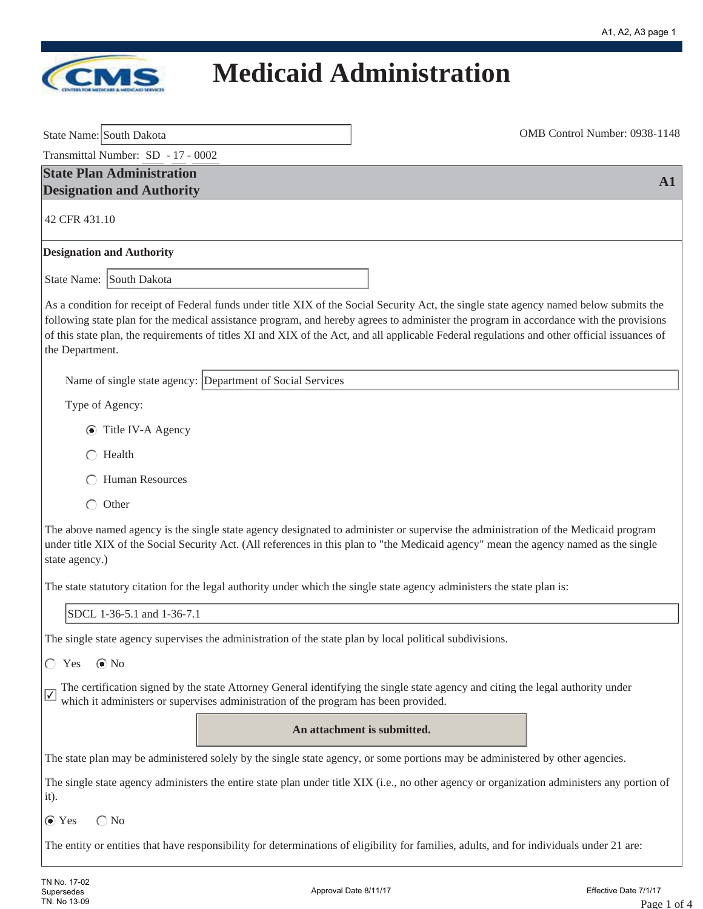# Medicaid Administration

State Name: South Dakota

OMB Control Number: 0938-1148

Transmittal Number: SD - 17 - 0002

## State Plan Administration Designation and Authority — A1

42 CFR 431.10

### Designation and Authority

State Name: South Dakota

As a condition for receipt of Federal funds under title XIX of the Social Security Act, the single state agency named below submits the following state plan for the medical assistance program, and hereby agrees to administer the program in accordance with the provisions of this state plan, the requirements of titles XI and XIX of the Act, and all applicable Federal regulations and other official issuances of the Department.

Name of single state agency: Department of Social Services

Type of Agency:

- (●) Title IV-A Agency
- ( ) Health
- ( ) Human Resources
- ( ) Other

The above named agency is the single state agency designated to administer or supervise the administration of the Medicaid program under title XIX of the Social Security Act. (All references in this plan to "the Medicaid agency" mean the agency named as the single state agency.)

The state statutory citation for the legal authority under which the single state agency administers the state plan is:

SDCL 1-36-5.1 and 1-36-7.1

The single state agency supervises the administration of the state plan by local political subdivisions.

( ) Yes (●) No

☑ The certification signed by the state Attorney General identifying the single state agency and citing the legal authority under which it administers or supervises administration of the program has been provided.

**An attachment is submitted.**

The state plan may be administered solely by the single state agency, or some portions may be administered by other agencies.

The single state agency administers the entire state plan under title XIX (i.e., no other agency or organization administers any portion of it).

(●) Yes ( ) No

The entity or entities that have responsibility for determinations of eligibility for families, adults, and for individuals under 21 are:

TN No. 17-02
Supersedes
TN. No 13-09

Approval Date 8/11/17

Effective Date 7/1/17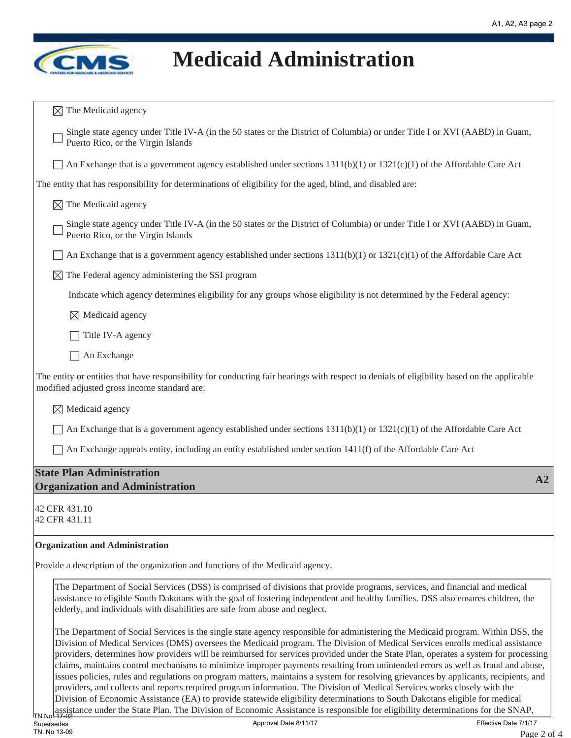# Medicaid Administration

☒ The Medicaid agency

☐ Single state agency under Title IV-A (in the 50 states or the District of Columbia) or under Title I or XVI (AABD) in Guam, Puerto Rico, or the Virgin Islands

☐ An Exchange that is a government agency established under sections 1311(b)(1) or 1321(c)(1) of the Affordable Care Act

The entity that has responsibility for determinations of eligibility for the aged, blind, and disabled are:

☒ The Medicaid agency

☐ Single state agency under Title IV-A (in the 50 states or the District of Columbia) or under Title I or XVI (AABD) in Guam, Puerto Rico, or the Virgin Islands

☐ An Exchange that is a government agency established under sections 1311(b)(1) or 1321(c)(1) of the Affordable Care Act

☒ The Federal agency administering the SSI program

Indicate which agency determines eligibility for any groups whose eligibility is not determined by the Federal agency:

☒ Medicaid agency

☐ Title IV-A agency

☐ An Exchange

The entity or entities that have responsibility for conducting fair hearings with respect to denials of eligibility based on the applicable modified adjusted gross income standard are:

☒ Medicaid agency

☐ An Exchange that is a government agency established under sections 1311(b)(1) or 1321(c)(1) of the Affordable Care Act

☐ An Exchange appeals entity, including an entity established under section 1411(f) of the Affordable Care Act

## State Plan Administration Organization and Administration — A2

42 CFR 431.10
42 CFR 431.11

**Organization and Administration**

Provide a description of the organization and functions of the Medicaid agency.

The Department of Social Services (DSS) is comprised of divisions that provide programs, services, and financial and medical assistance to eligible South Dakotans with the goal of fostering independent and healthy families. DSS also ensures children, the elderly, and individuals with disabilities are safe from abuse and neglect.

The Department of Social Services is the single state agency responsible for administering the Medicaid program. Within DSS, the Division of Medical Services (DMS) oversees the Medicaid program. The Division of Medical Services enrolls medical assistance providers, determines how providers will be reimbursed for services provided under the State Plan, operates a system for processing claims, maintains control mechanisms to minimize improper payments resulting from unintended errors as well as fraud and abuse, issues policies, rules and regulations on program matters, maintains a system for resolving grievances by applicants, recipients, and providers, and collects and reports required program information. The Division of Medical Services works closely with the Division of Economic Assistance (EA) to provide statewide eligibility determinations to South Dakotans eligible for medical assistance under the State Plan. The Division of Economic Assistance is responsible for eligibility determinations for the SNAP,

TN No. 17-02
Supersedes
TN. No 13-09

Approval Date 8/11/17

Effective Date 7/1/17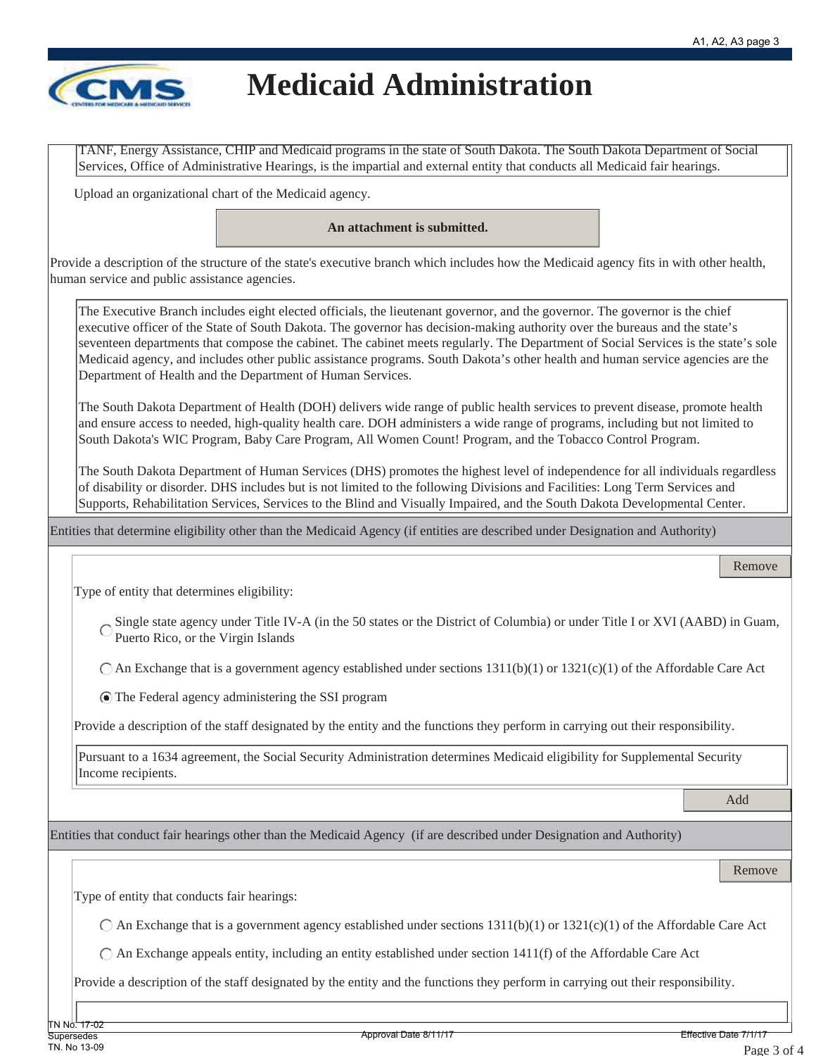TANF, Energy Assistance, CHIP and Medicaid programs in the state of South Dakota. The South Dakota Department of Social Services, Office of Administrative Hearings, is the impartial and external entity that conducts all Medicaid fair hearings.

Upload an organizational chart of the Medicaid agency.

**An attachment is submitted.**

Provide a description of the structure of the state's executive branch which includes how the Medicaid agency fits in with other health, human service and public assistance agencies.

The Executive Branch includes eight elected officials, the lieutenant governor, and the governor. The governor is the chief executive officer of the State of South Dakota. The governor has decision-making authority over the bureaus and the state's seventeen departments that compose the cabinet. The cabinet meets regularly. The Department of Social Services is the state's sole Medicaid agency, and includes other public assistance programs. South Dakota's other health and human service agencies are the Department of Health and the Department of Human Services.

The South Dakota Department of Health (DOH) delivers wide range of public health services to prevent disease, promote health and ensure access to needed, high-quality health care. DOH administers a wide range of programs, including but not limited to South Dakota's WIC Program, Baby Care Program, All Women Count! Program, and the Tobacco Control Program.

The South Dakota Department of Human Services (DHS) promotes the highest level of independence for all individuals regardless of disability or disorder. DHS includes but is not limited to the following Divisions and Facilities: Long Term Services and Supports, Rehabilitation Services, Services to the Blind and Visually Impaired, and the South Dakota Developmental Center.

## Entities that determine eligibility other than the Medicaid Agency (if entities are described under Designation and Authority)

Remove

Type of entity that determines eligibility:

- ○ Single state agency under Title IV-A (in the 50 states or the District of Columbia) or under Title I or XVI (AABD) in Guam, Puerto Rico, or the Virgin Islands
- ○ An Exchange that is a government agency established under sections 1311(b)(1) or 1321(c)(1) of the Affordable Care Act
- ◉ The Federal agency administering the SSI program

Provide a description of the staff designated by the entity and the functions they perform in carrying out their responsibility.

Pursuant to a 1634 agreement, the Social Security Administration determines Medicaid eligibility for Supplemental Security Income recipients.

Add

## Entities that conduct fair hearings other than the Medicaid Agency (if are described under Designation and Authority)

Remove

Type of entity that conducts fair hearings:

- ○ An Exchange that is a government agency established under sections 1311(b)(1) or 1321(c)(1) of the Affordable Care Act
- ○ An Exchange appeals entity, including an entity established under section 1411(f) of the Affordable Care Act

Provide a description of the staff designated by the entity and the functions they perform in carrying out their responsibility.

TN No. 17-02
Supersedes
TN. No 13-09

Approval Date 8/11/17

Effective Date 7/1/17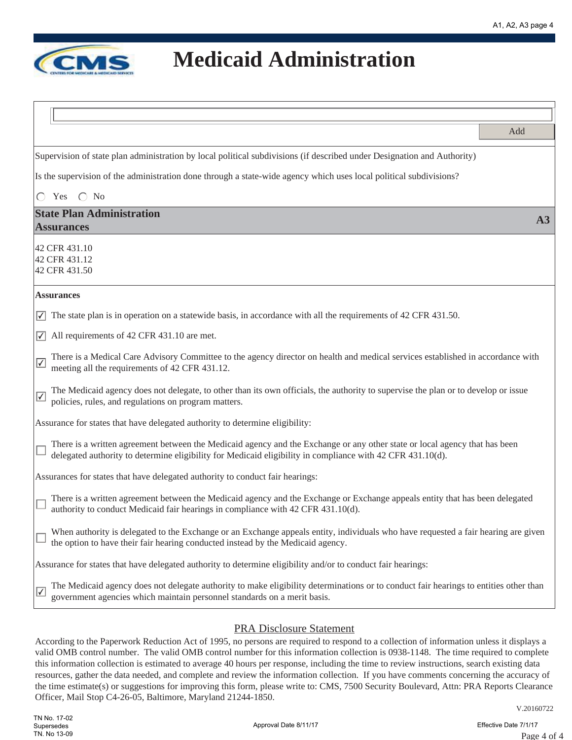# Medicaid Administration

Add

Supervision of state plan administration by local political subdivisions (if described under Designation and Authority)

Is the supervision of the administration done through a state-wide agency which uses local political subdivisions?

○ Yes ○ No

## State Plan Administration Assurances — A3

42 CFR 431.10
42 CFR 431.12
42 CFR 431.50

**Assurances**

- [x] The state plan is in operation on a statewide basis, in accordance with all the requirements of 42 CFR 431.50.
- [x] All requirements of 42 CFR 431.10 are met.
- [x] There is a Medical Care Advisory Committee to the agency director on health and medical services established in accordance with meeting all the requirements of 42 CFR 431.12.
- [x] The Medicaid agency does not delegate, to other than its own officials, the authority to supervise the plan or to develop or issue policies, rules, and regulations on program matters.

Assurance for states that have delegated authority to determine eligibility:

- [ ] There is a written agreement between the Medicaid agency and the Exchange or any other state or local agency that has been delegated authority to determine eligibility for Medicaid eligibility in compliance with 42 CFR 431.10(d).

Assurances for states that have delegated authority to conduct fair hearings:

- [ ] There is a written agreement between the Medicaid agency and the Exchange or Exchange appeals entity that has been delegated authority to conduct Medicaid fair hearings in compliance with 42 CFR 431.10(d).
- [ ] When authority is delegated to the Exchange or an Exchange appeals entity, individuals who have requested a fair hearing are given the option to have their fair hearing conducted instead by the Medicaid agency.

Assurance for states that have delegated authority to determine eligibility and/or to conduct fair hearings:

- [x] The Medicaid agency does not delegate authority to make eligibility determinations or to conduct fair hearings to entities other than government agencies which maintain personnel standards on a merit basis.

## PRA Disclosure Statement

According to the Paperwork Reduction Act of 1995, no persons are required to respond to a collection of information unless it displays a valid OMB control number. The valid OMB control number for this information collection is 0938-1148. The time required to complete this information collection is estimated to average 40 hours per response, including the time to review instructions, search existing data resources, gather the data needed, and complete and review the information collection. If you have comments concerning the accuracy of the time estimate(s) or suggestions for improving this form, please write to: CMS, 7500 Security Boulevard, Attn: PRA Reports Clearance Officer, Mail Stop C4-26-05, Baltimore, Maryland 21244-1850.

V.20160722

TN No. 17-02
Supersedes
TN. No 13-09

Approval Date 8/11/17

Effective Date 7/1/17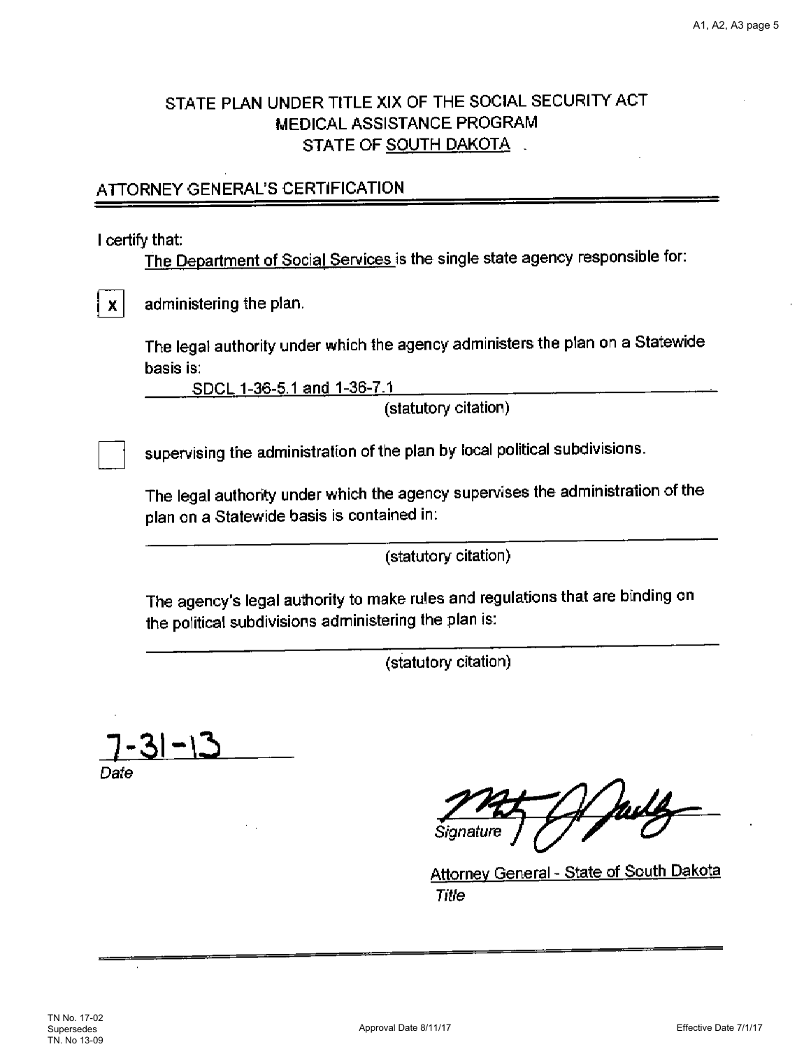STATE PLAN UNDER TITLE XIX OF THE SOCIAL SECURITY ACT
MEDICAL ASSISTANCE PROGRAM
STATE OF SOUTH DAKOTA

## ATTORNEY GENERAL'S CERTIFICATION

I certify that:

The Department of Social Services is the single state agency responsible for:

[x] administering the plan.

The legal authority under which the agency administers the plan on a Statewide basis is:

SDCL 1-36-5.1 and 1-36-7.1
(statutory citation)

[ ] supervising the administration of the plan by local political subdivisions.

The legal authority under which the agency supervises the administration of the plan on a Statewide basis is contained in:

______________________________
(statutory citation)

The agency's legal authority to make rules and regulations that are binding on the political subdivisions administering the plan is:

______________________________
(statutory citation)

7-31-13
*Date*

*Signature*

Attorney General - State of South Dakota
*Title*

TN No. 17-02
Supersedes
TN. No 13-09

Approval Date 8/11/17

Effective Date 7/1/17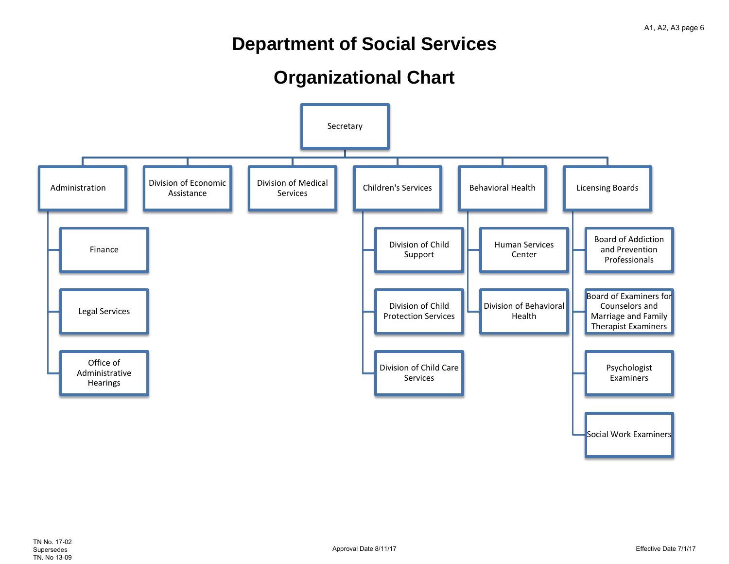A1, A2, A3 page 6

# Department of Social Services

# Organizational Chart

- Secretary
  - Administration
    - Finance
    - Legal Services
    - Office of Administrative Hearings
  - Division of Economic Assistance
  - Division of Medical Services
  - Children's Services
    - Division of Child Support
    - Division of Child Protection Services
    - Division of Child Care Services
  - Behavioral Health
    - Human Services Center
    - Division of Behavioral Health
  - Licensing Boards
    - Board of Addiction and Prevention Professionals
    - Board of Examiners for Counselors and Marriage and Family Therapist Examiners
    - Psychologist Examiners
    - Social Work Examiners

TN No. 17-02
Supersedes
TN. No 13-09

Approval Date 8/11/17

Effective Date 7/1/17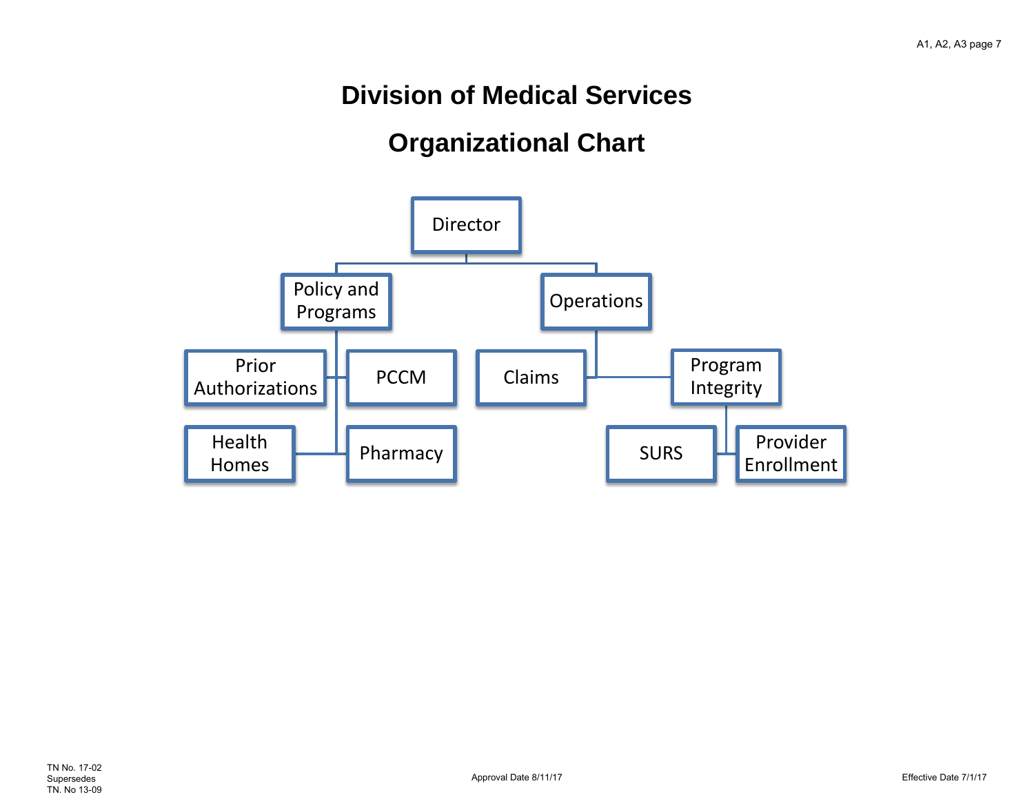# Division of Medical Services

# Organizational Chart

Director

Policy and Programs

Operations

Prior Authorizations

PCCM

Claims

Program Integrity

Health Homes

Pharmacy

SURS

Provider Enrollment

TN No. 17-02
Supersedes
TN. No 13-09

Approval Date 8/11/17

Effective Date 7/1/17